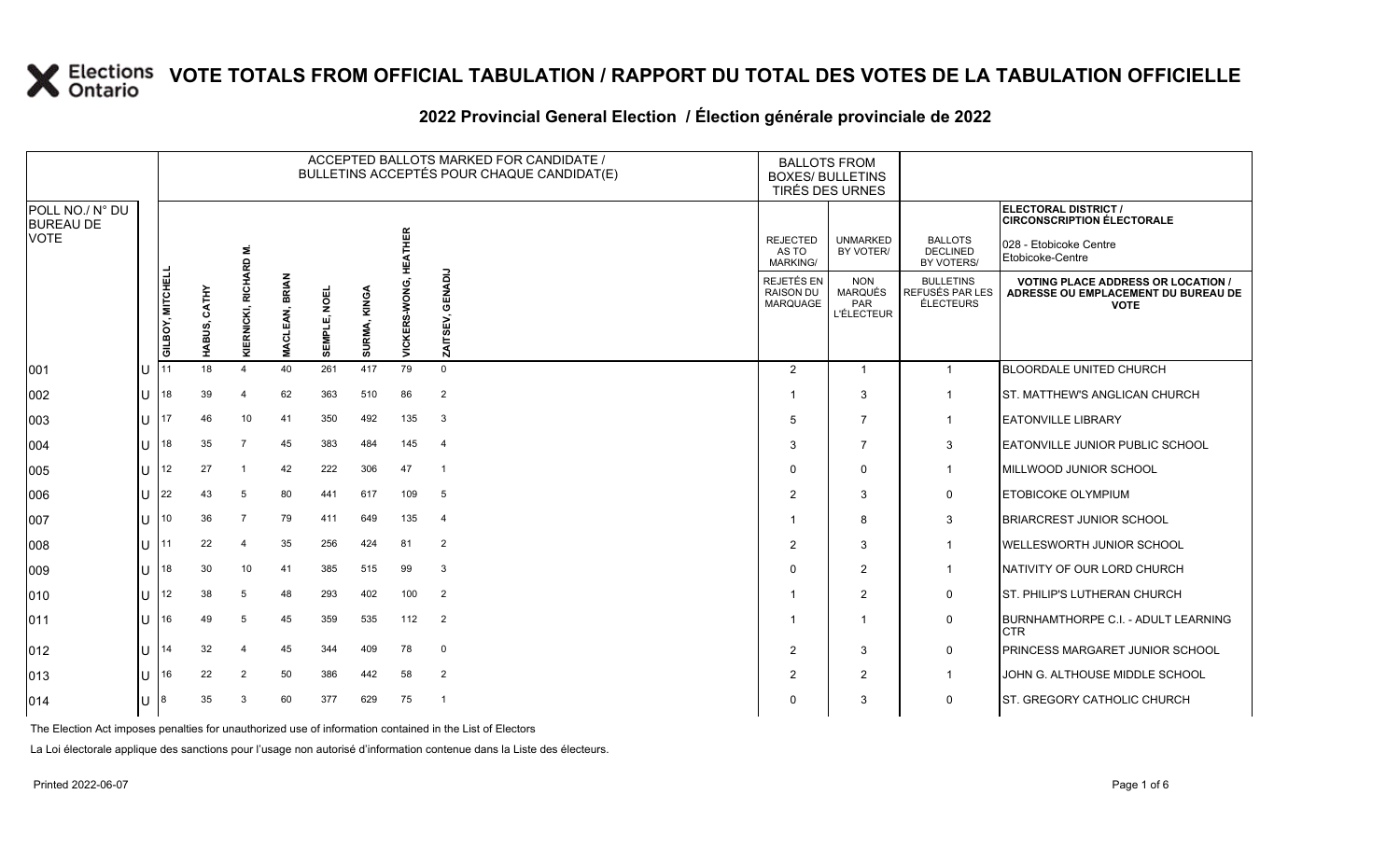# VOTE TOTALS FROM OFFICIAL TABULATION / RAPPORT DU TOTAL DES VOTES DE LA TABULATION OFFICIELLE

## 2022 Provincial General Election / Élection générale provinciale de 2022

**ELECTORAL DISTRICT / CIRCONSCRIPTION ÉLECTORALE:** 028 - Etobicoke Centre / Etobicoke-Centre

| POLL NO./ N° DU BUREAU DE VOTE | | ACCEPTED BALLOTS MARKED FOR CANDIDATE / BULLETINS ACCEPTÉS POUR CHAQUE CANDIDAT(E) | | | | | | | | BALLOTS FROM BOXES/ BULLETINS TIRÉS DES URNES | | | |
|---|---|---|---|---|---|---|---|---|---|---|---|---|---|
| | | GILBOY, MITCHELL | HABUS, CATHY | KIERNICKI, RICHARD M. | MACLEAN, BRIAN | SEMPLE, NOEL | SURMA, KINGA | VICKERS-WONG, HEATHER | ZAITSEV, GENADIJ | REJECTED AS TO MARKING/ REJETÉS EN RAISON DU MARQUAGE | UNMARKED BY VOTER/ NON MARQUÉS PAR L'ÉLECTEUR | BALLOTS DECLINED BY VOTERS/ BULLETINS REFUSÉS PAR LES ÉLECTEURS | VOTING PLACE ADDRESS OR LOCATION / ADRESSE OU EMPLACEMENT DU BUREAU DE VOTE |
| 001 | U | 11 | 18 | 4 | 40 | 261 | 417 | 79 | 0 | 2 | 1 | 1 | BLOORDALE UNITED CHURCH |
| 002 | U | 18 | 39 | 4 | 62 | 363 | 510 | 86 | 2 | 1 | 3 | 1 | ST. MATTHEW'S ANGLICAN CHURCH |
| 003 | U | 17 | 46 | 10 | 41 | 350 | 492 | 135 | 3 | 5 | 7 | 1 | EATONVILLE LIBRARY |
| 004 | U | 18 | 35 | 7 | 45 | 383 | 484 | 145 | 4 | 3 | 7 | 3 | EATONVILLE JUNIOR PUBLIC SCHOOL |
| 005 | U | 12 | 27 | 1 | 42 | 222 | 306 | 47 | 1 | 0 | 0 | 1 | MILLWOOD JUNIOR SCHOOL |
| 006 | U | 22 | 43 | 5 | 80 | 441 | 617 | 109 | 5 | 2 | 3 | 0 | ETOBICOKE OLYMPIUM |
| 007 | U | 10 | 36 | 7 | 79 | 411 | 649 | 135 | 4 | 1 | 8 | 3 | BRIARCREST JUNIOR SCHOOL |
| 008 | U | 11 | 22 | 4 | 35 | 256 | 424 | 81 | 2 | 2 | 3 | 1 | WELLESWORTH JUNIOR SCHOOL |
| 009 | U | 18 | 30 | 10 | 41 | 385 | 515 | 99 | 3 | 0 | 2 | 1 | NATIVITY OF OUR LORD CHURCH |
| 010 | U | 12 | 38 | 5 | 48 | 293 | 402 | 100 | 2 | 1 | 2 | 0 | ST. PHILIP'S LUTHERAN CHURCH |
| 011 | U | 16 | 49 | 5 | 45 | 359 | 535 | 112 | 2 | 1 | 1 | 0 | BURNHAMTHORPE C.I. - ADULT LEARNING CTR |
| 012 | U | 14 | 32 | 4 | 45 | 344 | 409 | 78 | 0 | 2 | 3 | 0 | PRINCESS MARGARET JUNIOR SCHOOL |
| 013 | U | 16 | 22 | 2 | 50 | 386 | 442 | 58 | 2 | 2 | 2 | 1 | JOHN G. ALTHOUSE MIDDLE SCHOOL |
| 014 | U | 8 | 35 | 3 | 60 | 377 | 629 | 75 | 1 | 0 | 3 | 0 | ST. GREGORY CATHOLIC CHURCH |

The Election Act imposes penalties for unauthorized use of information contained in the List of Electors

La Loi électorale applique des sanctions pour l'usage non autorisé d'information contenue dans la Liste des électeurs.

Printed 2022-06-07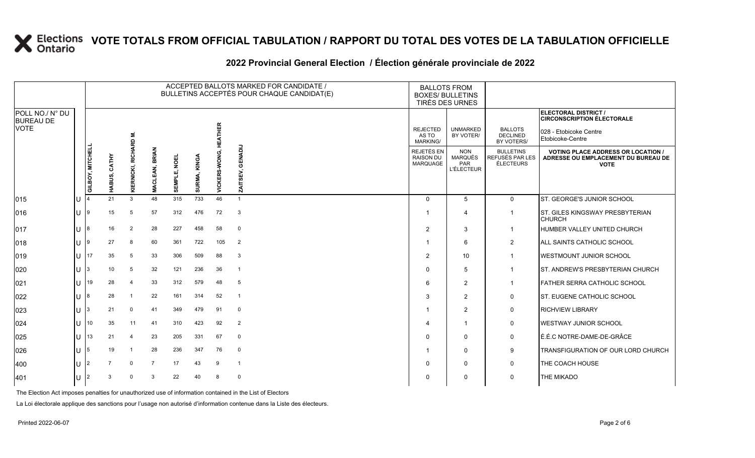# VOTE TOTALS FROM OFFICIAL TABULATION / RAPPORT DU TOTAL DES VOTES DE LA TABULATION OFFICIELLE

## 2022 Provincial General Election / Élection générale provinciale de 2022

ELECTORAL DISTRICT / CIRCONSCRIPTION ÉLECTORALE: 028 - Etobicoke Centre / Etobicoke-Centre

| POLL NO./ N° DU BUREAU DE VOTE | | GILBOY, MITCHELL | HABUS, CATHY | KIERNICKI, RICHARD M. | MACLEAN, BRIAN | SEMPLE, NOEL | SURMA, KINGA | VICKERS-WONG, HEATHER | ZAITSEV, GENADIJ | REJECTED AS TO MARKING/ REJETÉS EN RAISON DU MARQUAGE | UNMARKED BY VOTER/ NON MARQUÉS PAR L'ÉLECTEUR | BALLOTS DECLINED BY VOTERS/ BULLETINS REFUSÉS PAR LES ÉLECTEURS | VOTING PLACE ADDRESS OR LOCATION / ADRESSE OU EMPLACEMENT DU BUREAU DE VOTE |
|---|---|---|---|---|---|---|---|---|---|---|---|---|---|
| 015 | U | 4 | 21 | 3 | 48 | 315 | 733 | 46 | 1 | 0 | 5 | 0 | ST. GEORGE'S JUNIOR SCHOOL |
| 016 | U | 9 | 15 | 5 | 57 | 312 | 476 | 72 | 3 | 1 | 4 | 1 | ST. GILES KINGSWAY PRESBYTERIAN CHURCH |
| 017 | U | 8 | 16 | 2 | 28 | 227 | 458 | 58 | 0 | 2 | 3 | 1 | HUMBER VALLEY UNITED CHURCH |
| 018 | U | 9 | 27 | 8 | 60 | 361 | 722 | 105 | 2 | 1 | 6 | 2 | ALL SAINTS CATHOLIC SCHOOL |
| 019 | U | 17 | 35 | 5 | 33 | 306 | 509 | 88 | 3 | 2 | 10 | 1 | WESTMOUNT JUNIOR SCHOOL |
| 020 | U | 3 | 10 | 5 | 32 | 121 | 236 | 36 | 1 | 0 | 5 | 1 | ST. ANDREW'S PRESBYTERIAN CHURCH |
| 021 | U | 19 | 28 | 4 | 33 | 312 | 579 | 48 | 5 | 6 | 2 | 1 | FATHER SERRA CATHOLIC SCHOOL |
| 022 | U | 8 | 28 | 1 | 22 | 161 | 314 | 52 | 1 | 3 | 2 | 0 | ST. EUGENE CATHOLIC SCHOOL |
| 023 | U | 3 | 21 | 0 | 41 | 349 | 479 | 91 | 0 | 1 | 2 | 0 | RICHVIEW LIBRARY |
| 024 | U | 10 | 35 | 11 | 41 | 310 | 423 | 92 | 2 | 4 | 1 | 0 | WESTWAY JUNIOR SCHOOL |
| 025 | U | 13 | 21 | 4 | 23 | 205 | 331 | 67 | 0 | 0 | 0 | 0 | É.É.C NOTRE-DAME-DE-GRÂCE |
| 026 | U | 5 | 19 | 1 | 28 | 236 | 347 | 76 | 0 | 1 | 0 | 9 | TRANSFIGURATION OF OUR LORD CHURCH |
| 400 | U | 2 | 7 | 0 | 7 | 17 | 43 | 9 | 1 | 0 | 0 | 0 | THE COACH HOUSE |
| 401 | U | 2 | 3 | 0 | 3 | 22 | 40 | 8 | 0 | 0 | 0 | 0 | THE MIKADO |

The Election Act imposes penalties for unauthorized use of information contained in the List of Electors

La Loi électorale applique des sanctions pour l'usage non autorisé d'information contenue dans la Liste des électeurs.

Printed 2022-06-07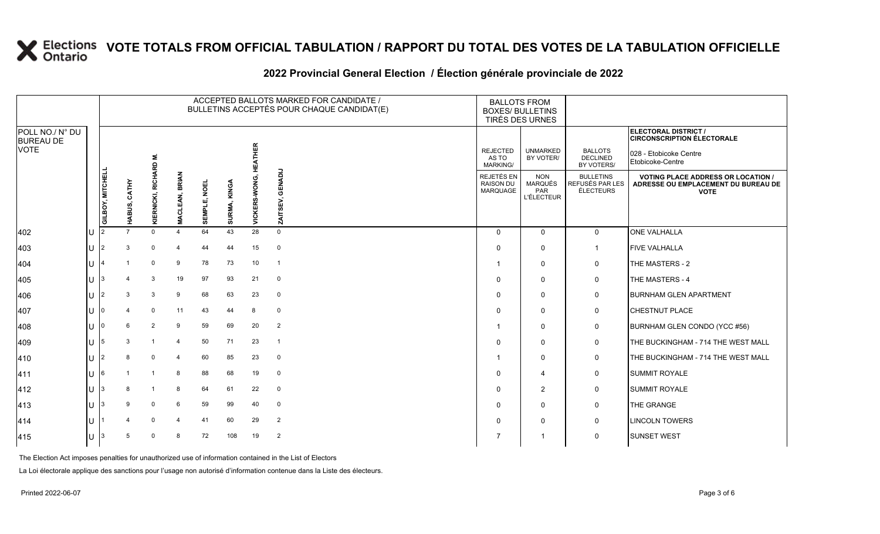# VOTE TOTALS FROM OFFICIAL TABULATION / RAPPORT DU TOTAL DES VOTES DE LA TABULATION OFFICIELLE

## 2022 Provincial General Election / Élection générale provinciale de 2022

| POLL NO./ N° DU BUREAU DE VOTE | | ACCEPTED BALLOTS MARKED FOR CANDIDATE / BULLETINS ACCEPTÉS POUR CHAQUE CANDIDAT(E) | | | | | | | | BALLOTS FROM BOXES/ BULLETINS TIRÉS DES URNES | | | ELECTORAL DISTRICT / CIRCONSCRIPTION ÉLECTORALE 028 - Etobicoke Centre Etobicoke-Centre |
|---|---|---|---|---|---|---|---|---|---|---|---|---|---|
| | | GILBOY, MITCHELL | HABUS, CATHY | KIERNICKI, RICHARD M. | MACLEAN, BRIAN | SEMPLE, NOEL | SURMA, KINGA | VICKERS-WONG, HEATHER | ZAITSEV, GENADIJ | REJECTED AS TO MARKING/ REJETÉS EN RAISON DU MARQUAGE | UNMARKED BY VOTER/ NON MARQUÉS PAR L'ÉLECTEUR | BALLOTS DECLINED BY VOTERS/ BULLETINS REFUSÉS PAR LES ÉLECTEURS | VOTING PLACE ADDRESS OR LOCATION / ADRESSE OU EMPLACEMENT DU BUREAU DE VOTE |
| 402 | U | 2 | 7 | 0 | 4 | 64 | 43 | 28 | 0 | 0 | 0 | 0 | ONE VALHALLA |
| 403 | U | 2 | 3 | 0 | 4 | 44 | 44 | 15 | 0 | 0 | 0 | 1 | FIVE VALHALLA |
| 404 | U | 4 | 1 | 0 | 9 | 78 | 73 | 10 | 1 | 1 | 0 | 0 | THE MASTERS - 2 |
| 405 | U | 3 | 4 | 3 | 19 | 97 | 93 | 21 | 0 | 0 | 0 | 0 | THE MASTERS - 4 |
| 406 | U | 2 | 3 | 3 | 9 | 68 | 63 | 23 | 0 | 0 | 0 | 0 | BURNHAM GLEN APARTMENT |
| 407 | U | 0 | 4 | 0 | 11 | 43 | 44 | 8 | 0 | 0 | 0 | 0 | CHESTNUT PLACE |
| 408 | U | 0 | 6 | 2 | 9 | 59 | 69 | 20 | 2 | 1 | 0 | 0 | BURNHAM GLEN CONDO (YCC #56) |
| 409 | U | 5 | 3 | 1 | 4 | 50 | 71 | 23 | 1 | 0 | 0 | 0 | THE BUCKINGHAM - 714 THE WEST MALL |
| 410 | U | 2 | 8 | 0 | 4 | 60 | 85 | 23 | 0 | 1 | 0 | 0 | THE BUCKINGHAM - 714 THE WEST MALL |
| 411 | U | 6 | 1 | 1 | 8 | 88 | 68 | 19 | 0 | 0 | 4 | 0 | SUMMIT ROYALE |
| 412 | U | 3 | 8 | 1 | 8 | 64 | 61 | 22 | 0 | 0 | 2 | 0 | SUMMIT ROYALE |
| 413 | U | 3 | 9 | 0 | 6 | 59 | 99 | 40 | 0 | 0 | 0 | 0 | THE GRANGE |
| 414 | U | 1 | 4 | 0 | 4 | 41 | 60 | 29 | 2 | 0 | 0 | 0 | LINCOLN TOWERS |
| 415 | U | 3 | 5 | 0 | 8 | 72 | 108 | 19 | 2 | 7 | 1 | 0 | SUNSET WEST |

The Election Act imposes penalties for unauthorized use of information contained in the List of Electors

La Loi électorale applique des sanctions pour l'usage non autorisé d'information contenue dans la Liste des électeurs.

Printed 2022-06-07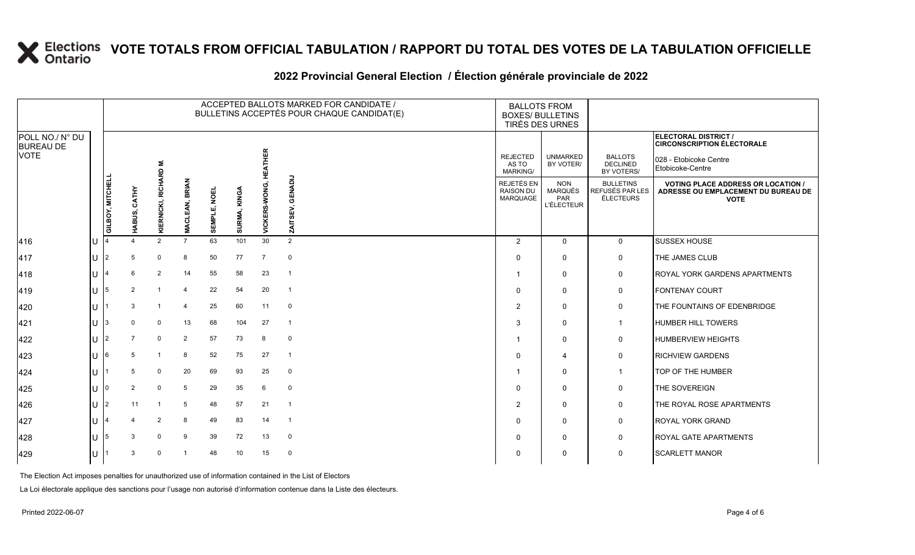# VOTE TOTALS FROM OFFICIAL TABULATION / RAPPORT DU TOTAL DES VOTES DE LA TABULATION OFFICIELLE

## 2022 Provincial General Election / Élection générale provinciale de 2022

**ELECTORAL DISTRICT / CIRCONSCRIPTION ÉLECTORALE**: 028 - Etobicoke Centre / Etobicoke-Centre

| POLL NO./ N° DU BUREAU DE VOTE | | GILBOY, MITCHELL | HABUS, CATHY | KIERNICKI, RICHARD M. | MACLEAN, BRIAN | SEMPLE, NOEL | SURMA, KINGA | VICKERS-WONG, HEATHER | ZAITSEV, GENADIJ | REJECTED AS TO MARKING/ REJETÉS EN RAISON DU MARQUAGE | UNMARKED BY VOTER/ NON MARQUÉS PAR L'ÉLECTEUR | BALLOTS DECLINED BY VOTERS/ BULLETINS REFUSÉS PAR LES ÉLECTEURS | VOTING PLACE ADDRESS OR LOCATION / ADRESSE OU EMPLACEMENT DU BUREAU DE VOTE |
|---|---|---|---|---|---|---|---|---|---|---|---|---|---|
| 416 | U | 4 | 4 | 2 | 7 | 63 | 101 | 30 | 2 | 2 | 0 | 0 | SUSSEX HOUSE |
| 417 | U | 2 | 5 | 0 | 8 | 50 | 77 | 7 | 0 | 0 | 0 | 0 | THE JAMES CLUB |
| 418 | U | 4 | 6 | 2 | 14 | 55 | 58 | 23 | 1 | 1 | 0 | 0 | ROYAL YORK GARDENS APARTMENTS |
| 419 | U | 5 | 2 | 1 | 4 | 22 | 54 | 20 | 1 | 0 | 0 | 0 | FONTENAY COURT |
| 420 | U | 1 | 3 | 1 | 4 | 25 | 60 | 11 | 0 | 2 | 0 | 0 | THE FOUNTAINS OF EDENBRIDGE |
| 421 | U | 3 | 0 | 0 | 13 | 68 | 104 | 27 | 1 | 3 | 0 | 1 | HUMBER HILL TOWERS |
| 422 | U | 2 | 7 | 0 | 2 | 57 | 73 | 8 | 0 | 1 | 0 | 0 | HUMBERVIEW HEIGHTS |
| 423 | U | 6 | 5 | 1 | 8 | 52 | 75 | 27 | 1 | 0 | 4 | 0 | RICHVIEW GARDENS |
| 424 | U | 1 | 5 | 0 | 20 | 69 | 93 | 25 | 0 | 1 | 0 | 1 | TOP OF THE HUMBER |
| 425 | U | 0 | 2 | 0 | 5 | 29 | 35 | 6 | 0 | 0 | 0 | 0 | THE SOVEREIGN |
| 426 | U | 2 | 11 | 1 | 5 | 48 | 57 | 21 | 1 | 2 | 0 | 0 | THE ROYAL ROSE APARTMENTS |
| 427 | U | 4 | 4 | 2 | 8 | 49 | 83 | 14 | 1 | 0 | 0 | 0 | ROYAL YORK GRAND |
| 428 | U | 5 | 3 | 0 | 9 | 39 | 72 | 13 | 0 | 0 | 0 | 0 | ROYAL GATE APARTMENTS |
| 429 | U | 1 | 3 | 0 | 1 | 48 | 10 | 15 | 0 | 0 | 0 | 0 | SCARLETT MANOR |

The Election Act imposes penalties for unauthorized use of information contained in the List of Electors

La Loi électorale applique des sanctions pour l'usage non autorisé d'information contenue dans la Liste des électeurs.

Printed 2022-06-07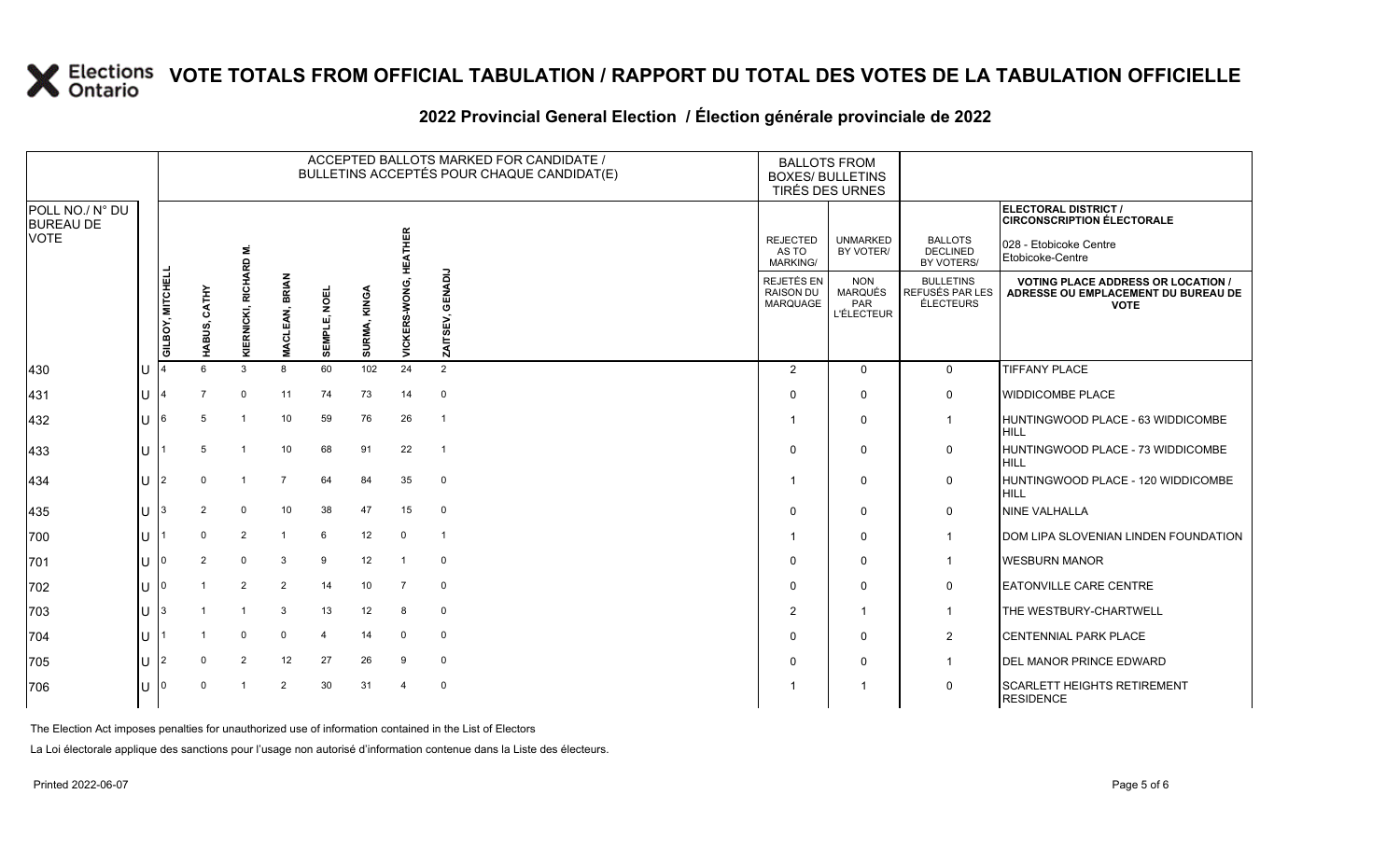# VOTE TOTALS FROM OFFICIAL TABULATION / RAPPORT DU TOTAL DES VOTES DE LA TABULATION OFFICIELLE

## 2022 Provincial General Election / Élection générale provinciale de 2022

ELECTORAL DISTRICT / CIRCONSCRIPTION ÉLECTORALE: 028 - Etobicoke Centre / Etobicoke-Centre

| POLL NO./ N° DU BUREAU DE VOTE | | GILBOY, MITCHELL | HABUS, CATHY | KIERNICKI, RICHARD M. | MACLEAN, BRIAN | SEMPLE, NOEL | SURMA, KINGA | VICKERS-WONG, HEATHER | ZAITSEV, GENADIJ | REJECTED AS TO MARKING/ REJETÉS EN RAISON DU MARQUAGE | UNMARKED BY VOTER/ NON MARQUÉS PAR L'ÉLECTEUR | BALLOTS DECLINED BY VOTERS/ BULLETINS REFUSÉS PAR LES ÉLECTEURS | VOTING PLACE ADDRESS OR LOCATION / ADRESSE OU EMPLACEMENT DU BUREAU DE VOTE |
|---|---|---|---|---|---|---|---|---|---|---|---|---|---|
| 430 | U | 4 | 6 | 3 | 8 | 60 | 102 | 24 | 2 | 2 | 0 | 0 | TIFFANY PLACE |
| 431 | U | 4 | 7 | 0 | 11 | 74 | 73 | 14 | 0 | 0 | 0 | 0 | WIDDICOMBE PLACE |
| 432 | U | 6 | 5 | 1 | 10 | 59 | 76 | 26 | 1 | 1 | 0 | 1 | HUNTINGWOOD PLACE - 63 WIDDICOMBE HILL |
| 433 | U | 1 | 5 | 1 | 10 | 68 | 91 | 22 | 1 | 0 | 0 | 0 | HUNTINGWOOD PLACE - 73 WIDDICOMBE HILL |
| 434 | U | 2 | 0 | 1 | 7 | 64 | 84 | 35 | 0 | 1 | 0 | 0 | HUNTINGWOOD PLACE - 120 WIDDICOMBE HILL |
| 435 | U | 3 | 2 | 0 | 10 | 38 | 47 | 15 | 0 | 0 | 0 | 0 | NINE VALHALLA |
| 700 | U | 1 | 0 | 2 | 1 | 6 | 12 | 0 | 1 | 1 | 0 | 1 | DOM LIPA SLOVENIAN LINDEN FOUNDATION |
| 701 | U | 0 | 2 | 0 | 3 | 9 | 12 | 1 | 0 | 0 | 0 | 1 | WESBURN MANOR |
| 702 | U | 0 | 1 | 2 | 2 | 14 | 10 | 7 | 0 | 0 | 0 | 0 | EATONVILLE CARE CENTRE |
| 703 | U | 3 | 1 | 1 | 3 | 13 | 12 | 8 | 0 | 2 | 1 | 1 | THE WESTBURY-CHARTWELL |
| 704 | U | 1 | 1 | 0 | 0 | 4 | 14 | 0 | 0 | 0 | 0 | 2 | CENTENNIAL PARK PLACE |
| 705 | U | 2 | 0 | 2 | 12 | 27 | 26 | 9 | 0 | 0 | 0 | 1 | DEL MANOR PRINCE EDWARD |
| 706 | U | 0 | 0 | 1 | 2 | 30 | 31 | 4 | 0 | 1 | 1 | 0 | SCARLETT HEIGHTS RETIREMENT RESIDENCE |

The Election Act imposes penalties for unauthorized use of information contained in the List of Electors

La Loi électorale applique des sanctions pour l'usage non autorisé d'information contenue dans la Liste des électeurs.

Printed 2022-06-07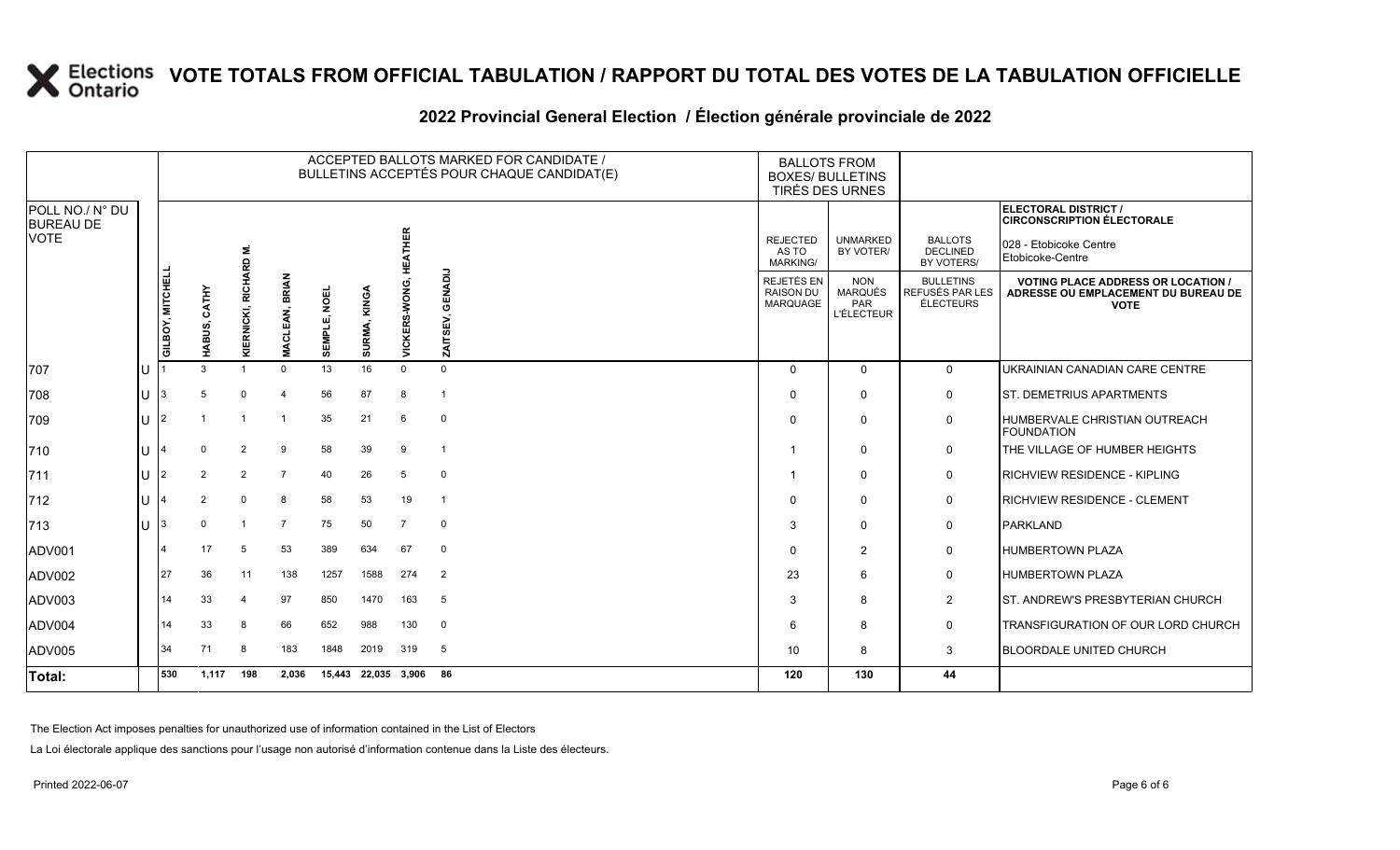# VOTE TOTALS FROM OFFICIAL TABULATION / RAPPORT DU TOTAL DES VOTES DE LA TABULATION OFFICIELLE

## 2022 Provincial General Election / Élection générale provinciale de 2022

ELECTORAL DISTRICT / CIRCONSCRIPTION ÉLECTORALE: 028 - Etobicoke Centre / Etobicoke-Centre

| POLL NO./ N° DU BUREAU DE VOTE | | GILBOY, MITCHELL | HABUS, CATHY | KIERNICKI, RICHARD M. | MACLEAN, BRIAN | SEMPLE, NOEL | SURMA, KINGA | VICKERS-WONG, HEATHER | ZAITSEV, GENADIJ | REJECTED AS TO MARKING/ REJETÉS EN RAISON DU MARQUAGE | UNMARKED BY VOTER/ NON MARQUÉS PAR L'ÉLECTEUR | BALLOTS DECLINED BY VOTERS/ BULLETINS REFUSÉS PAR LES ÉLECTEURS | VOTING PLACE ADDRESS OR LOCATION / ADRESSE OU EMPLACEMENT DU BUREAU DE VOTE |
|---|---|---|---|---|---|---|---|---|---|---|---|---|---|
| 707 | U | 1 | 3 | 1 | 0 | 13 | 16 | 0 | 0 | 0 | 0 | 0 | UKRAINIAN CANADIAN CARE CENTRE |
| 708 | U | 3 | 5 | 0 | 4 | 56 | 87 | 8 | 1 | 0 | 0 | 0 | ST. DEMETRIUS APARTMENTS |
| 709 | U | 2 | 1 | 1 | 1 | 35 | 21 | 6 | 0 | 0 | 0 | 0 | HUMBERVALE CHRISTIAN OUTREACH FOUNDATION |
| 710 | U | 4 | 0 | 2 | 9 | 58 | 39 | 9 | 1 | 1 | 0 | 0 | THE VILLAGE OF HUMBER HEIGHTS |
| 711 | U | 2 | 2 | 2 | 7 | 40 | 26 | 5 | 0 | 1 | 0 | 0 | RICHVIEW RESIDENCE - KIPLING |
| 712 | U | 4 | 2 | 0 | 8 | 58 | 53 | 19 | 1 | 0 | 0 | 0 | RICHVIEW RESIDENCE - CLEMENT |
| 713 | U | 3 | 0 | 1 | 7 | 75 | 50 | 7 | 0 | 3 | 0 | 0 | PARKLAND |
| ADV001 | | 4 | 17 | 5 | 53 | 389 | 634 | 67 | 0 | 0 | 2 | 0 | HUMBERTOWN PLAZA |
| ADV002 | | 27 | 36 | 11 | 138 | 1257 | 1588 | 274 | 2 | 23 | 6 | 0 | HUMBERTOWN PLAZA |
| ADV003 | | 14 | 33 | 4 | 97 | 850 | 1470 | 163 | 5 | 3 | 8 | 2 | ST. ANDREW'S PRESBYTERIAN CHURCH |
| ADV004 | | 14 | 33 | 8 | 66 | 652 | 988 | 130 | 0 | 6 | 8 | 0 | TRANSFIGURATION OF OUR LORD CHURCH |
| ADV005 | | 34 | 71 | 8 | 183 | 1848 | 2019 | 319 | 5 | 10 | 8 | 3 | BLOORDALE UNITED CHURCH |
| **Total:** | | 530 | 1,117 | 198 | 2,036 | 15,443 | 22,035 | 3,906 | 86 | 120 | 130 | 44 | |

The Election Act imposes penalties for unauthorized use of information contained in the List of Electors

La Loi électorale applique des sanctions pour l'usage non autorisé d'information contenue dans la Liste des électeurs.

Printed 2022-06-07